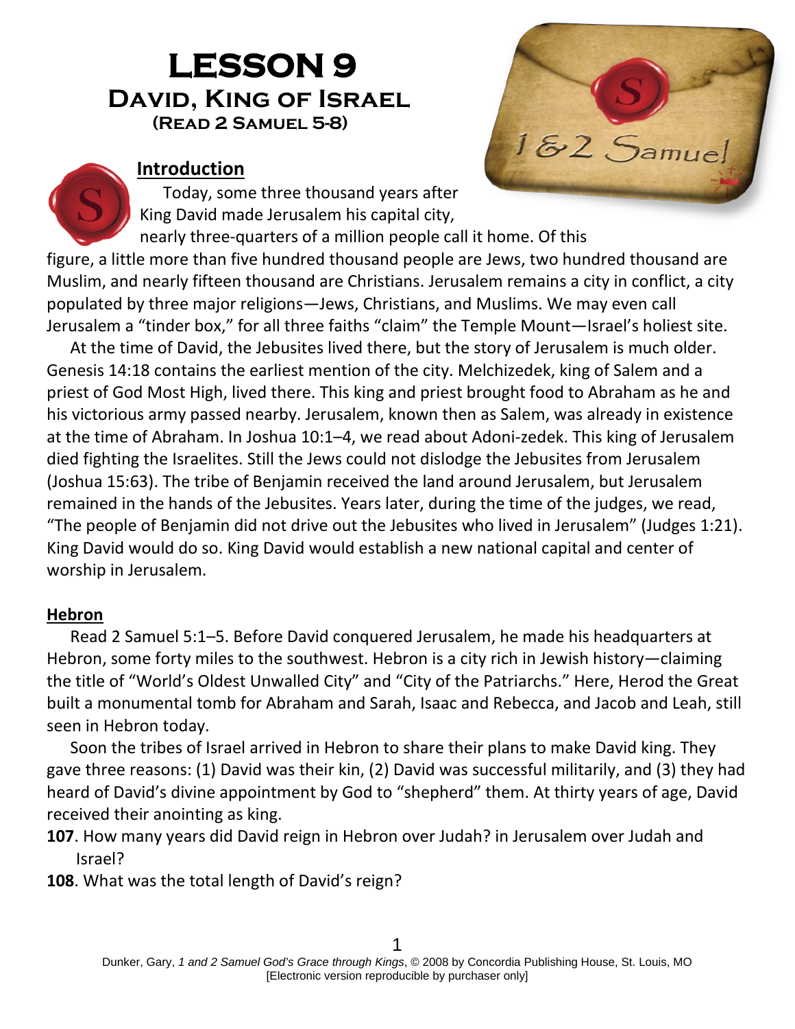# LESSON 9

## David, King of Israel

### (Read 2 Samuel 5-8)

### Introduction

Today, some three thousand years after King David made Jerusalem his capital city, nearly three-quarters of a million people call it home. Of this figure, a little more than five hundred thousand people are Jews, two hundred thousand are Muslim, and nearly fifteen thousand are Christians. Jerusalem remains a city in conflict, a city populated by three major religions—Jews, Christians, and Muslims. We may even call Jerusalem a "tinder box," for all three faiths "claim" the Temple Mount—Israel's holiest site.

At the time of David, the Jebusites lived there, but the story of Jerusalem is much older. Genesis 14:18 contains the earliest mention of the city. Melchizedek, king of Salem and a priest of God Most High, lived there. This king and priest brought food to Abraham as he and his victorious army passed nearby. Jerusalem, known then as Salem, was already in existence at the time of Abraham. In Joshua 10:1–4, we read about Adoni-zedek. This king of Jerusalem died fighting the Israelites. Still the Jews could not dislodge the Jebusites from Jerusalem (Joshua 15:63). The tribe of Benjamin received the land around Jerusalem, but Jerusalem remained in the hands of the Jebusites. Years later, during the time of the judges, we read, "The people of Benjamin did not drive out the Jebusites who lived in Jerusalem" (Judges 1:21). King David would do so. King David would establish a new national capital and center of worship in Jerusalem.

### Hebron

Read 2 Samuel 5:1–5. Before David conquered Jerusalem, he made his headquarters at Hebron, some forty miles to the southwest. Hebron is a city rich in Jewish history—claiming the title of "World's Oldest Unwalled City" and "City of the Patriarchs." Here, Herod the Great built a monumental tomb for Abraham and Sarah, Isaac and Rebecca, and Jacob and Leah, still seen in Hebron today.

Soon the tribes of Israel arrived in Hebron to share their plans to make David king. They gave three reasons: (1) David was their kin, (2) David was successful militarily, and (3) they had heard of David's divine appointment by God to "shepherd" them. At thirty years of age, David received their anointing as king.

**107**. How many years did David reign in Hebron over Judah? in Jerusalem over Judah and Israel?

**108**. What was the total length of David's reign?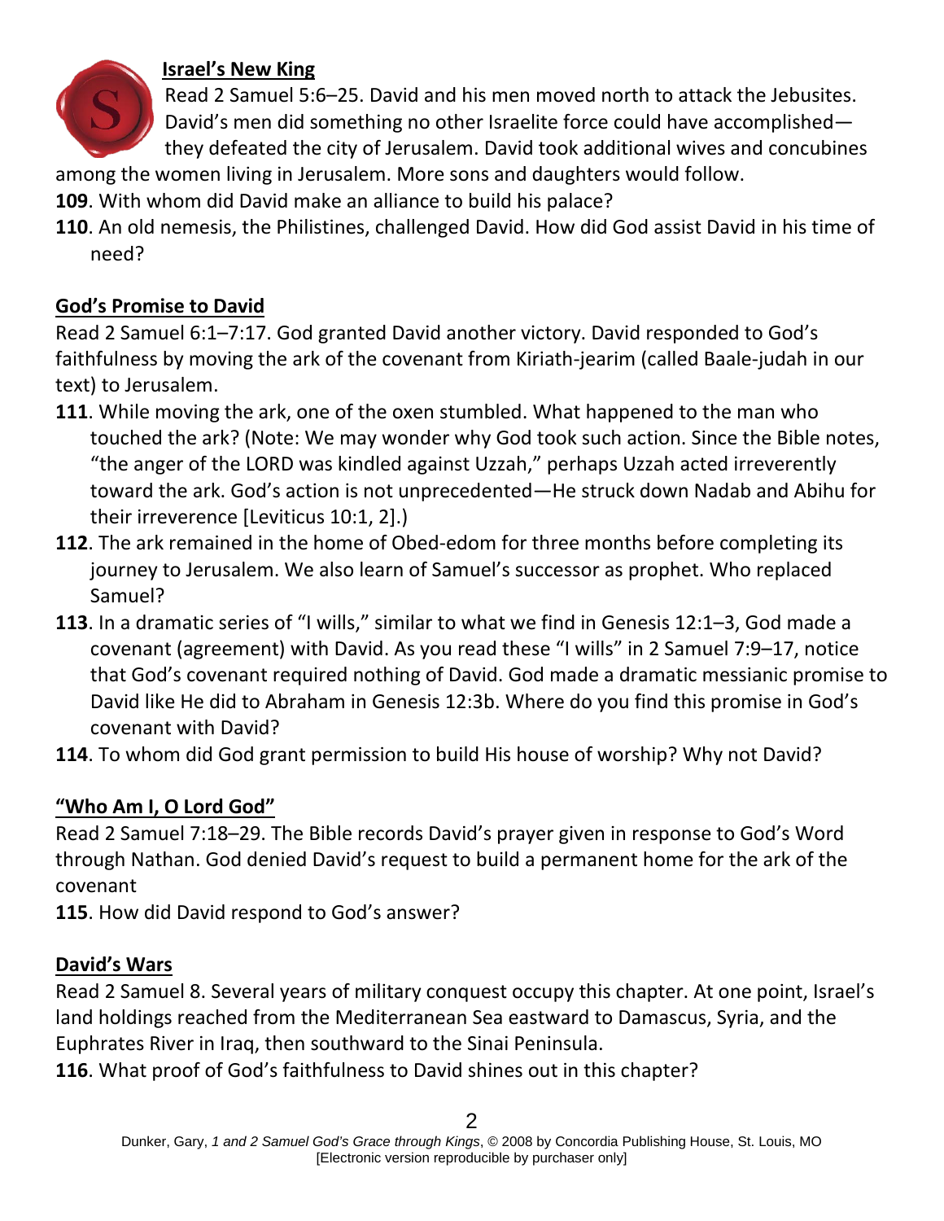## Israel's New King

Read 2 Samuel 5:6–25. David and his men moved north to attack the Jebusites. David's men did something no other Israelite force could have accomplished—they defeated the city of Jerusalem. David took additional wives and concubines among the women living in Jerusalem. More sons and daughters would follow.

**109**. With whom did David make an alliance to build his palace?

**110**. An old nemesis, the Philistines, challenged David. How did God assist David in his time of need?

## God's Promise to David

Read 2 Samuel 6:1–7:17. God granted David another victory. David responded to God's faithfulness by moving the ark of the covenant from Kiriath-jearim (called Baale-judah in our text) to Jerusalem.

**111**. While moving the ark, one of the oxen stumbled. What happened to the man who touched the ark? (Note: We may wonder why God took such action. Since the Bible notes, "the anger of the LORD was kindled against Uzzah," perhaps Uzzah acted irreverently toward the ark. God's action is not unprecedented—He struck down Nadab and Abihu for their irreverence [Leviticus 10:1, 2].)

**112**. The ark remained in the home of Obed-edom for three months before completing its journey to Jerusalem. We also learn of Samuel's successor as prophet. Who replaced Samuel?

**113**. In a dramatic series of "I wills," similar to what we find in Genesis 12:1–3, God made a covenant (agreement) with David. As you read these "I wills" in 2 Samuel 7:9–17, notice that God's covenant required nothing of David. God made a dramatic messianic promise to David like He did to Abraham in Genesis 12:3b. Where do you find this promise in God's covenant with David?

**114**. To whom did God grant permission to build His house of worship? Why not David?

## "Who Am I, O Lord God"

Read 2 Samuel 7:18–29. The Bible records David's prayer given in response to God's Word through Nathan. God denied David's request to build a permanent home for the ark of the covenant

**115**. How did David respond to God's answer?

## David's Wars

Read 2 Samuel 8. Several years of military conquest occupy this chapter. At one point, Israel's land holdings reached from the Mediterranean Sea eastward to Damascus, Syria, and the Euphrates River in Iraq, then southward to the Sinai Peninsula.

**116**. What proof of God's faithfulness to David shines out in this chapter?

Dunker, Gary, *1 and 2 Samuel God's Grace through Kings*, © 2008 by Concordia Publishing House, St. Louis, MO
[Electronic version reproducible by purchaser only]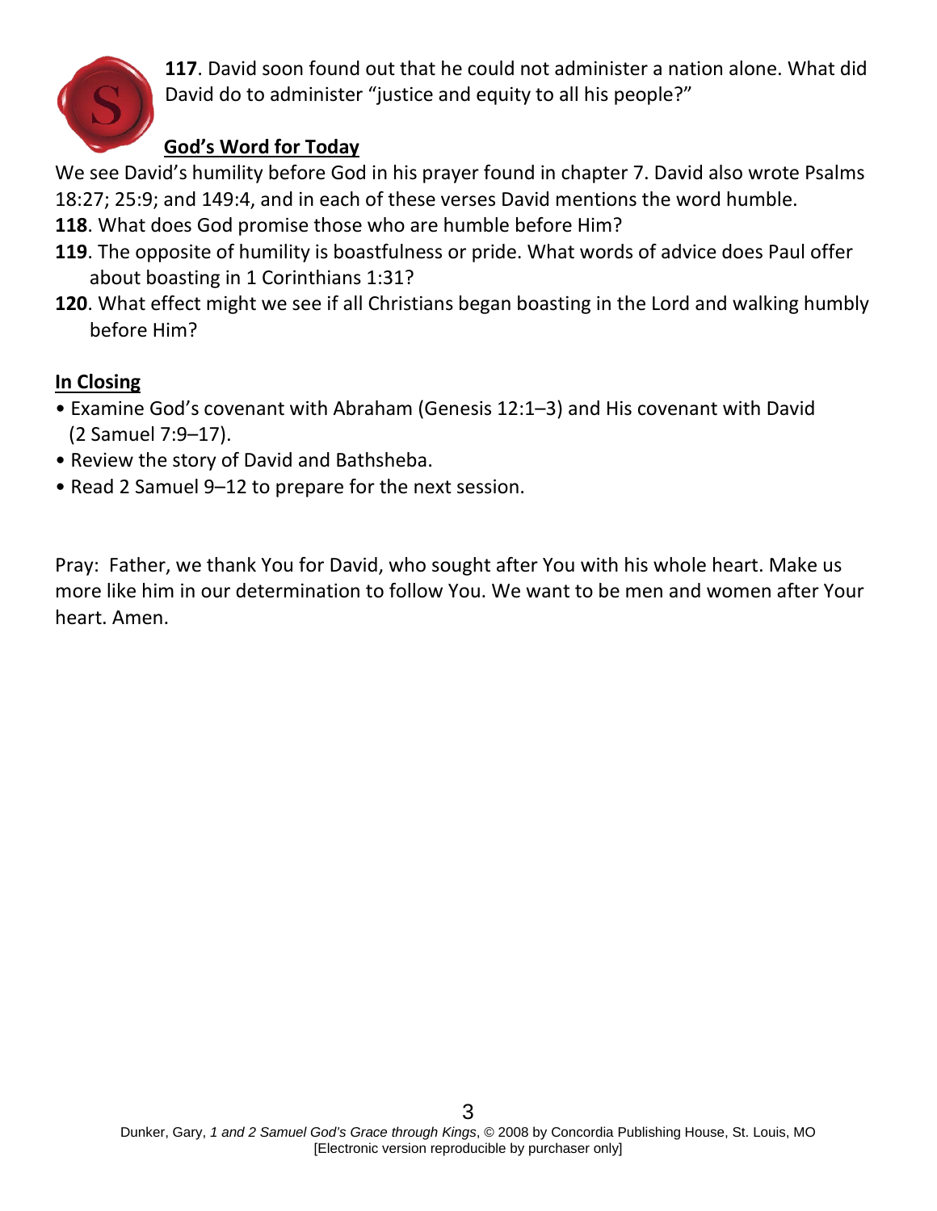**117**. David soon found out that he could not administer a nation alone. What did David do to administer "justice and equity to all his people?"

## God's Word for Today

We see David's humility before God in his prayer found in chapter 7. David also wrote Psalms 18:27; 25:9; and 149:4, and in each of these verses David mentions the word humble.

**118**. What does God promise those who are humble before Him?

**119**. The opposite of humility is boastfulness or pride. What words of advice does Paul offer about boasting in 1 Corinthians 1:31?

**120**. What effect might we see if all Christians began boasting in the Lord and walking humbly before Him?

## In Closing

- Examine God's covenant with Abraham (Genesis 12:1–3) and His covenant with David (2 Samuel 7:9–17).
- Review the story of David and Bathsheba.
- Read 2 Samuel 9–12 to prepare for the next session.

Pray: Father, we thank You for David, who sought after You with his whole heart. Make us more like him in our determination to follow You. We want to be men and women after Your heart. Amen.

Dunker, Gary, *1 and 2 Samuel God's Grace through Kings*, © 2008 by Concordia Publishing House, St. Louis, MO [Electronic version reproducible by purchaser only]